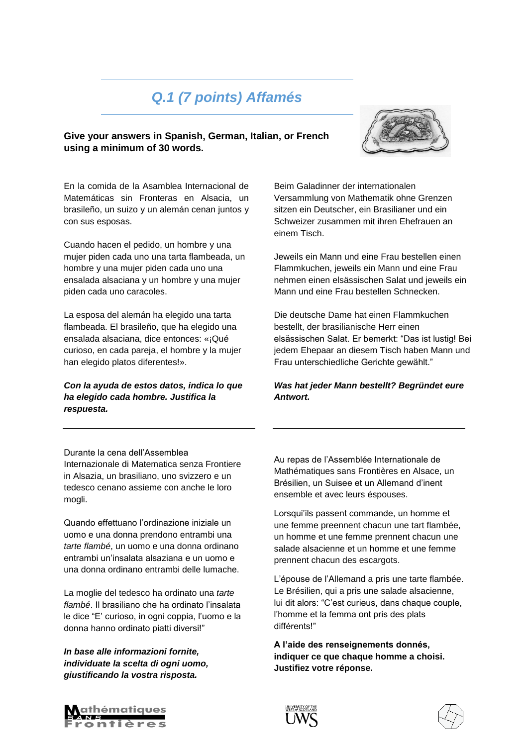## Q.1 (7 points) Affamés

**Give your answers in Spanish, German, Italian, or French using a minimum of 30 words.**

En la comida de la Asamblea Internacional de Matemáticas sin Fronteras en Alsacia, un brasileño, un suizo y un alemán cenan juntos y con sus esposas.

Cuando hacen el pedido, un hombre y una mujer piden cada uno una tarta flambeada, un hombre y una mujer piden cada uno una ensalada alsaciana y un hombre y una mujer piden cada uno caracoles.

La esposa del alemán ha elegido una tarta flambeada. El brasileño, que ha elegido una ensalada alsaciana, dice entonces: «¡Qué curioso, en cada pareja, el hombre y la mujer han elegido platos diferentes!».

***Con la ayuda de estos datos, indica lo que ha elegido cada hombre. Justifica la respuesta.***

---

Beim Galadinner der internationalen Versammlung von Mathematik ohne Grenzen sitzen ein Deutscher, ein Brasilianer und ein Schweizer zusammen mit ihren Ehefrauen an einem Tisch.

Jeweils ein Mann und eine Frau bestellen einen Flammkuchen, jeweils ein Mann und eine Frau nehmen einen elsässischen Salat und jeweils ein Mann und eine Frau bestellen Schnecken.

Die deutsche Dame hat einen Flammkuchen bestellt, der brasilianische Herr einen elsässischen Salat. Er bemerkt: "Das ist lustig! Bei jedem Ehepaar an diesem Tisch haben Mann und Frau unterschiedliche Gerichte gewählt."

***Was hat jeder Mann bestellt? Begründet eure Antwort.***

---

Durante la cena dell'Assemblea Internazionale di Matematica senza Frontiere in Alsazia, un brasiliano, uno svizzero e un tedesco cenano assieme con anche le loro mogli.

Quando effettuano l'ordinazione iniziale un uomo e una donna prendono entrambi una *tarte flambé*, un uomo e una donna ordinano entrambi un'insalata alsaziana e un uomo e una donna ordinano entrambi delle lumache.

La moglie del tedesco ha ordinato una *tarte flambé*. Il brasiliano che ha ordinato l'insalata le dice "E' curioso, in ogni coppia, l'uomo e la donna hanno ordinato piatti diversi!"

***In base alle informazioni fornite, individuate la scelta di ogni uomo, giustificando la vostra risposta.***

---

Au repas de l'Assemblée Internationale de Mathématiques sans Frontières en Alsace, un Brésilien, un Suisee et un Allemand d'inent ensemble et avec leurs éspouses.

Lorsqu'ils passent commande, un homme et une femme preennent chacun une tart flambée, un homme et une femme prennent chacun une salade alsacienne et un homme et une femme prennent chacun des escargots.

L'épouse de l'Allemand a pris une tarte flambée. Le Brésilien, qui a pris une salade alsacienne, lui dit alors: "C'est curieus, dans chaque couple, l'homme et la femma ont pris des plats différents!"

**A l'aide des renseignements donnés, indiquer ce que chaque homme a choisi. Justifiez votre réponse.**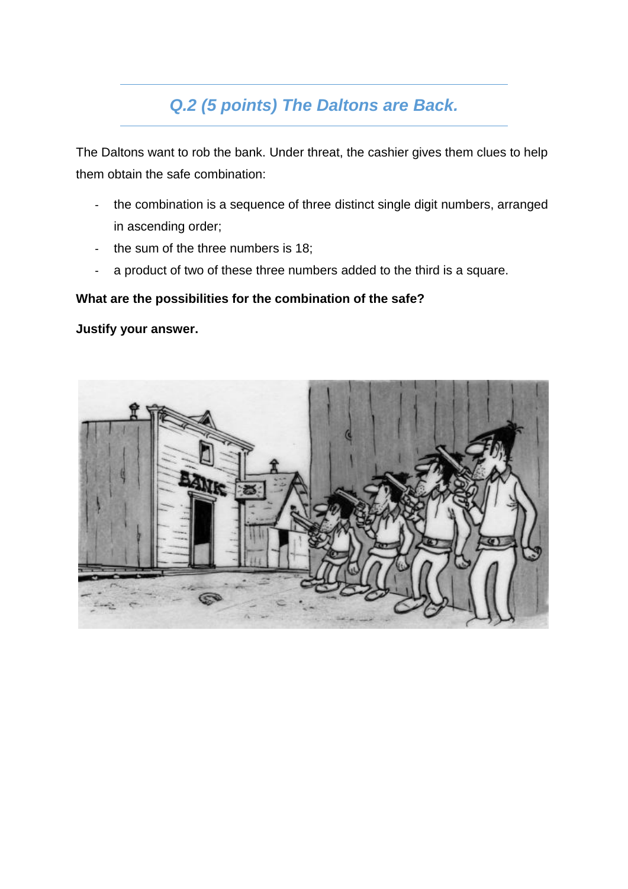## *Q.2 (5 points) The Daltons are Back.*

The Daltons want to rob the bank. Under threat, the cashier gives them clues to help them obtain the safe combination:

- the combination is a sequence of three distinct single digit numbers, arranged in ascending order;
- the sum of the three numbers is 18;
- a product of two of these three numbers added to the third is a square.

**What are the possibilities for the combination of the safe?**

**Justify your answer.**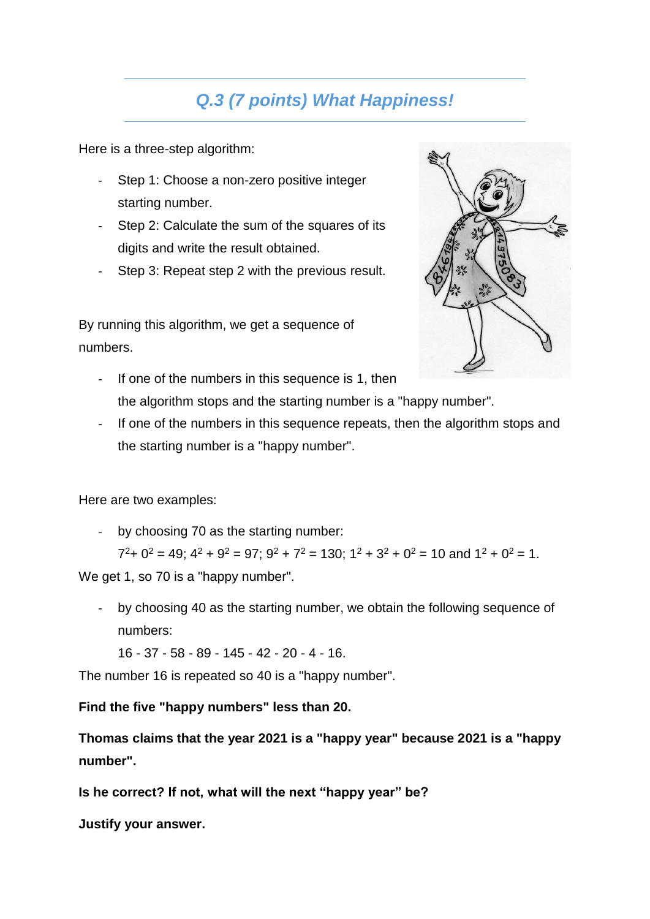## *Q.3 (7 points) What Happiness!*

Here is a three-step algorithm:

- Step 1: Choose a non-zero positive integer starting number.
- Step 2: Calculate the sum of the squares of its digits and write the result obtained.
- Step 3: Repeat step 2 with the previous result.

By running this algorithm, we get a sequence of numbers.

- If one of the numbers in this sequence is 1, then the algorithm stops and the starting number is a "happy number".
- If one of the numbers in this sequence repeats, then the algorithm stops and the starting number is a "happy number".

Here are two examples:

- by choosing 70 as the starting number:
  $7^2 + 0^2 = 49$; $4^2 + 9^2 = 97$; $9^2 + 7^2 = 130$; $1^2 + 3^2 + 0^2 = 10$ and $1^2 + 0^2 = 1$.

We get 1, so 70 is a "happy number".

- by choosing 40 as the starting number, we obtain the following sequence of numbers:
  16 - 37 - 58 - 89 - 145 - 42 - 20 - 4 - 16.

The number 16 is repeated so 40 is a "happy number".

**Find the five "happy numbers" less than 20.**

**Thomas claims that the year 2021 is a "happy year" because 2021 is a "happy number".**

**Is he correct? If not, what will the next "happy year" be?**

**Justify your answer.**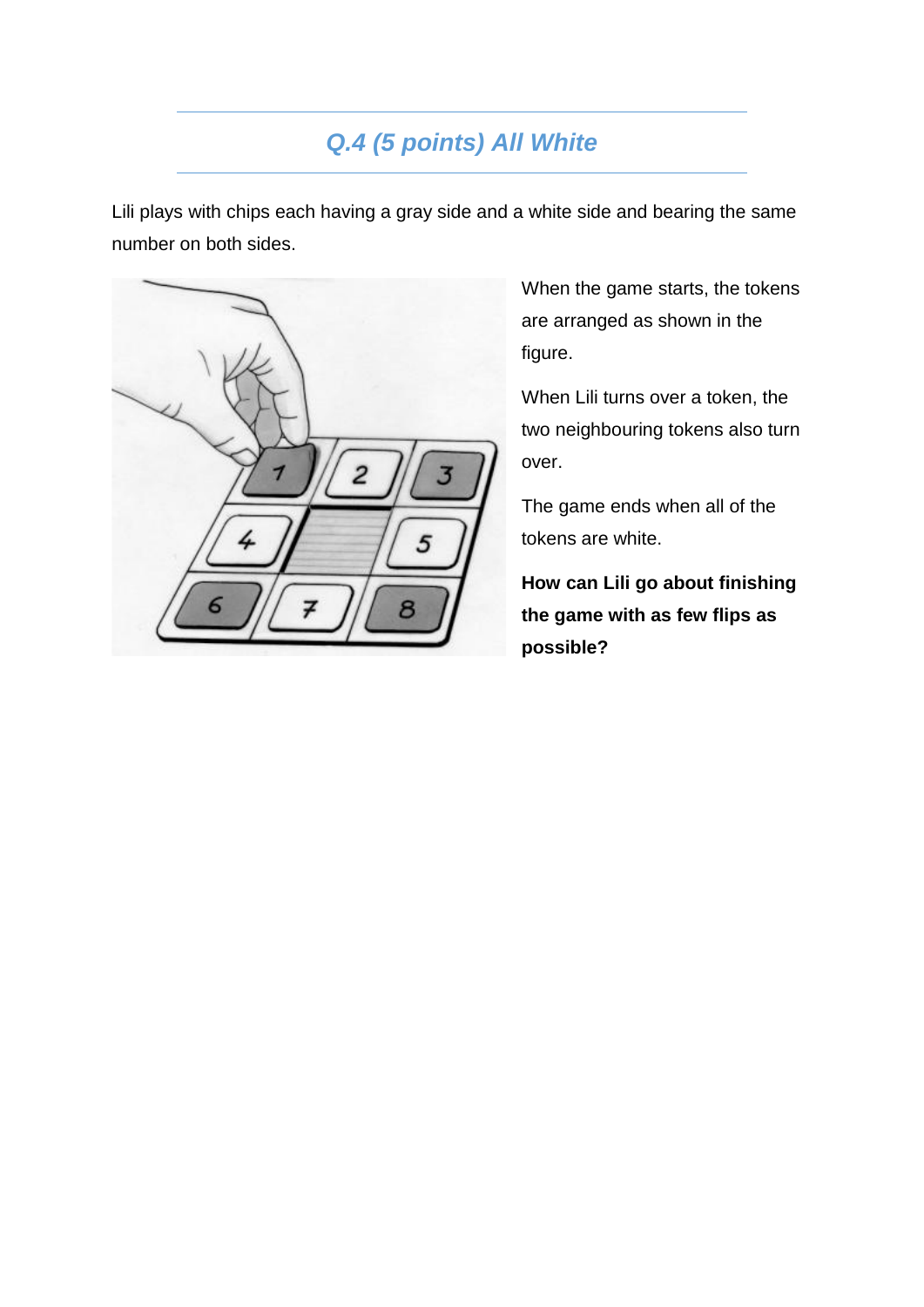## *Q.4 (5 points) All White*

Lili plays with chips each having a gray side and a white side and bearing the same number on both sides.

When the game starts, the tokens are arranged as shown in the figure.

When Lili turns over a token, the two neighbouring tokens also turn over.

The game ends when all of the tokens are white.

**How can Lili go about finishing the game with as few flips as possible?**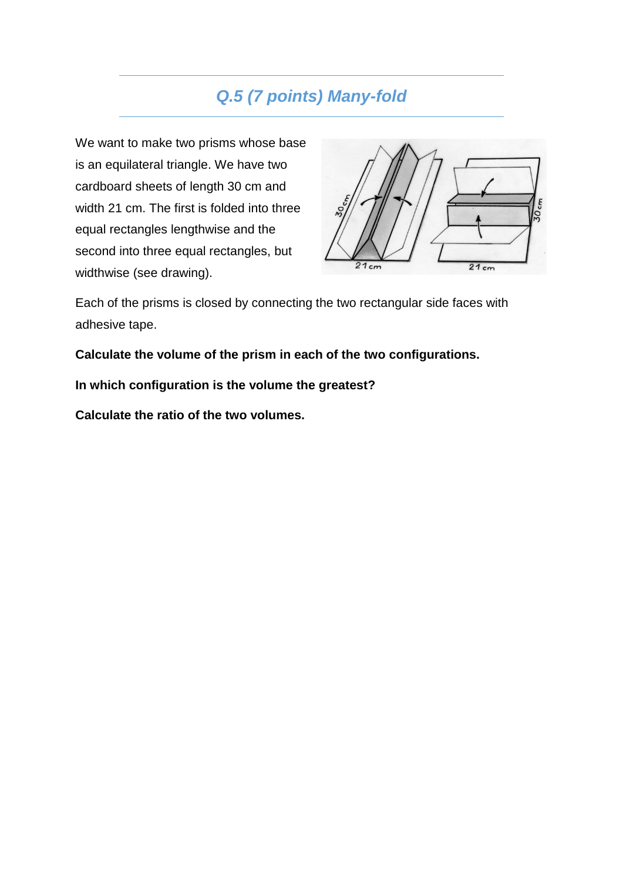## Q.5 (7 points) Many-fold

We want to make two prisms whose base is an equilateral triangle. We have two cardboard sheets of length 30 cm and width 21 cm. The first is folded into three equal rectangles lengthwise and the second into three equal rectangles, but widthwise (see drawing).

Each of the prisms is closed by connecting the two rectangular side faces with adhesive tape.

**Calculate the volume of the prism in each of the two configurations.**

**In which configuration is the volume the greatest?**

**Calculate the ratio of the two volumes.**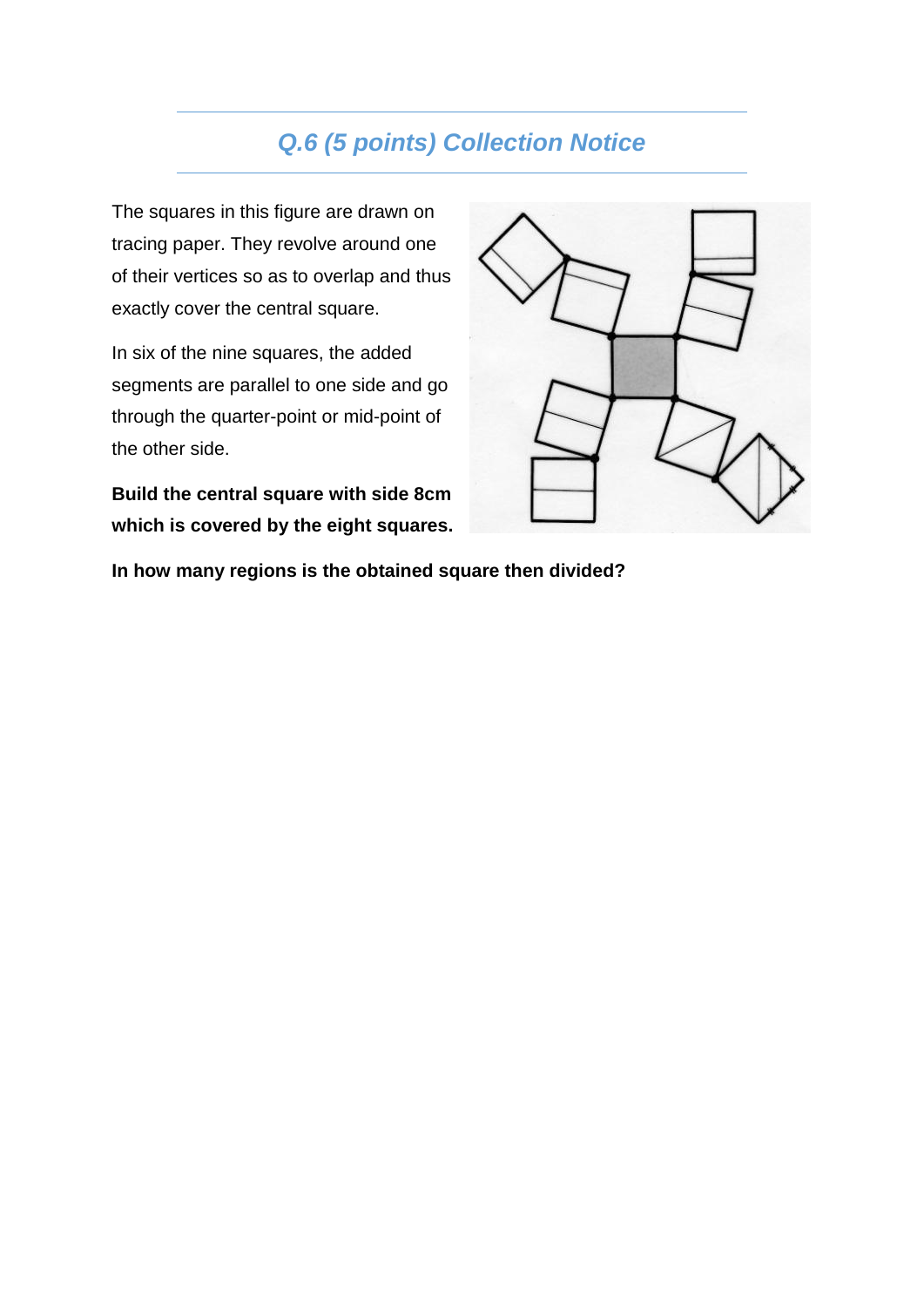## Q.6 (5 points) Collection Notice

The squares in this figure are drawn on tracing paper. They revolve around one of their vertices so as to overlap and thus exactly cover the central square.

In six of the nine squares, the added segments are parallel to one side and go through the quarter-point or mid-point of the other side.

**Build the central square with side 8cm which is covered by the eight squares.**

**In how many regions is the obtained square then divided?**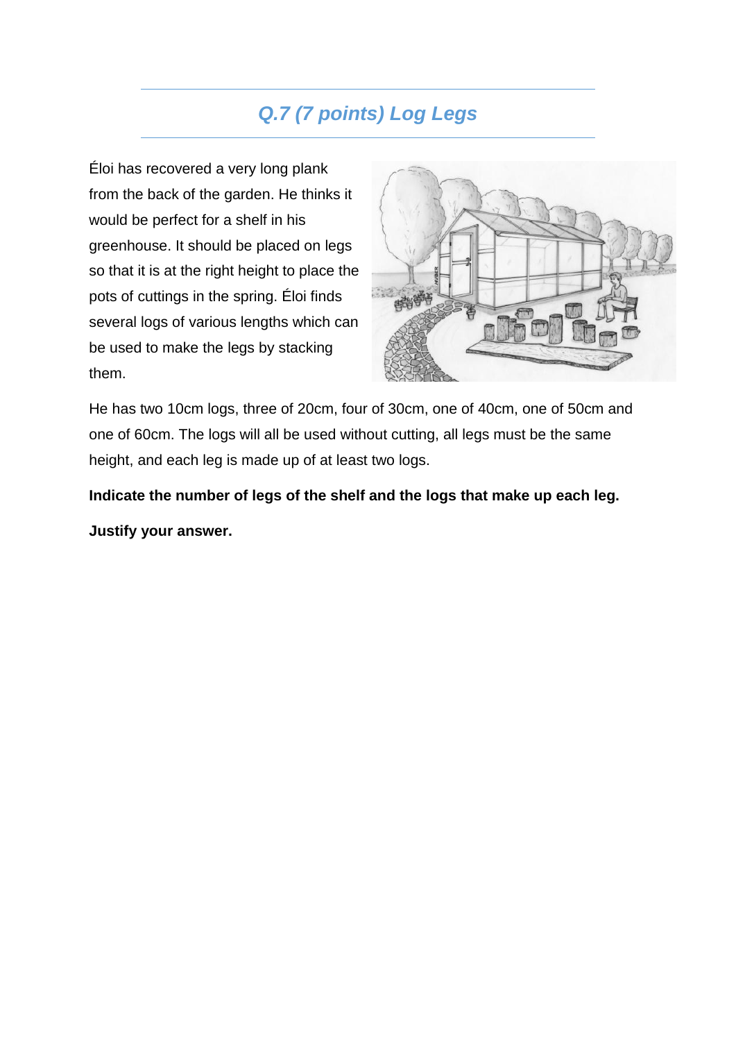## *Q.7 (7 points) Log Legs*

Éloi has recovered a very long plank from the back of the garden. He thinks it would be perfect for a shelf in his greenhouse. It should be placed on legs so that it is at the right height to place the pots of cuttings in the spring. Éloi finds several logs of various lengths which can be used to make the legs by stacking them.

He has two 10cm logs, three of 20cm, four of 30cm, one of 40cm, one of 50cm and one of 60cm. The logs will all be used without cutting, all legs must be the same height, and each leg is made up of at least two logs.

**Indicate the number of legs of the shelf and the logs that make up each leg.**

**Justify your answer.**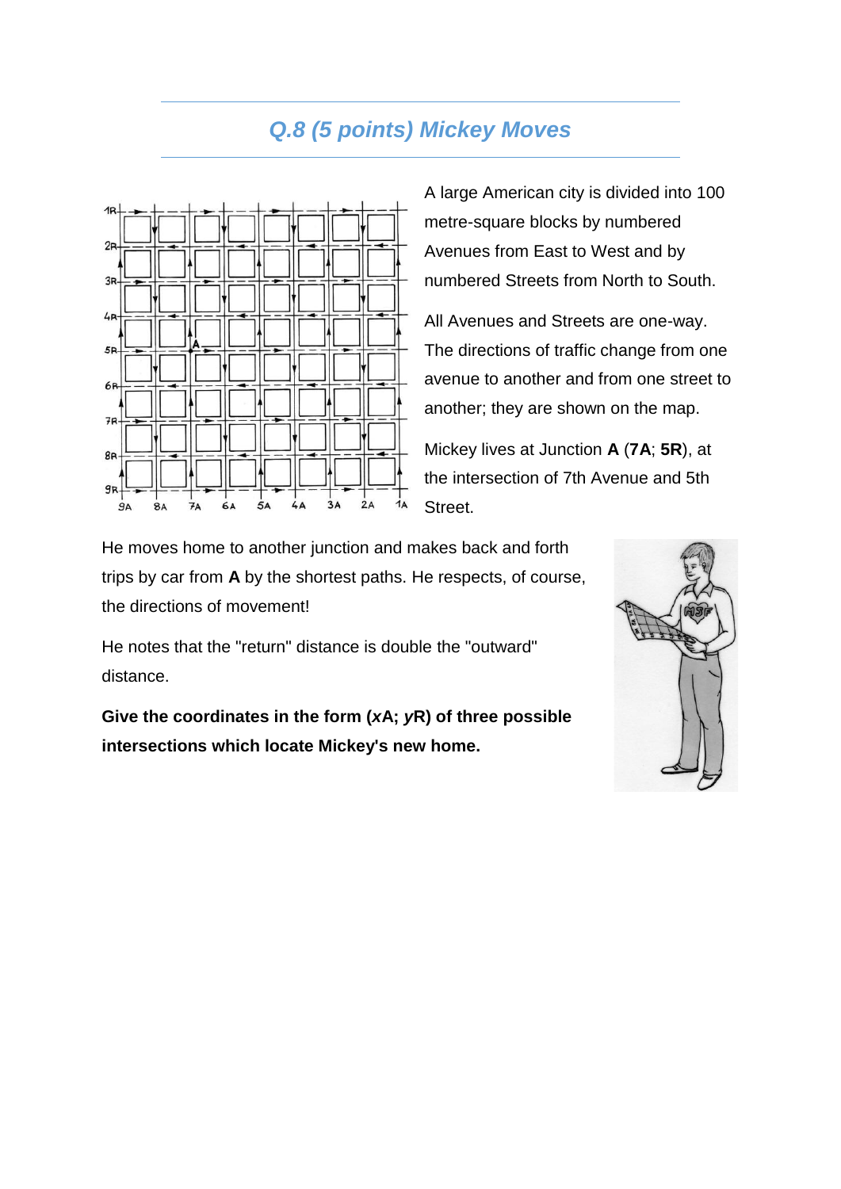## Q.8 (5 points) Mickey Moves

A large American city is divided into 100 metre-square blocks by numbered Avenues from East to West and by numbered Streets from North to South.

All Avenues and Streets are one-way. The directions of traffic change from one avenue to another and from one street to another; they are shown on the map.

Mickey lives at Junction **A** (**7A**; **5R**), at the intersection of 7th Avenue and 5th Street.

He moves home to another junction and makes back and forth trips by car from **A** by the shortest paths. He respects, of course, the directions of movement!

He notes that the "return" distance is double the "outward" distance.

**Give the coordinates in the form (*x*A; *y*R) of three possible intersections which locate Mickey's new home.**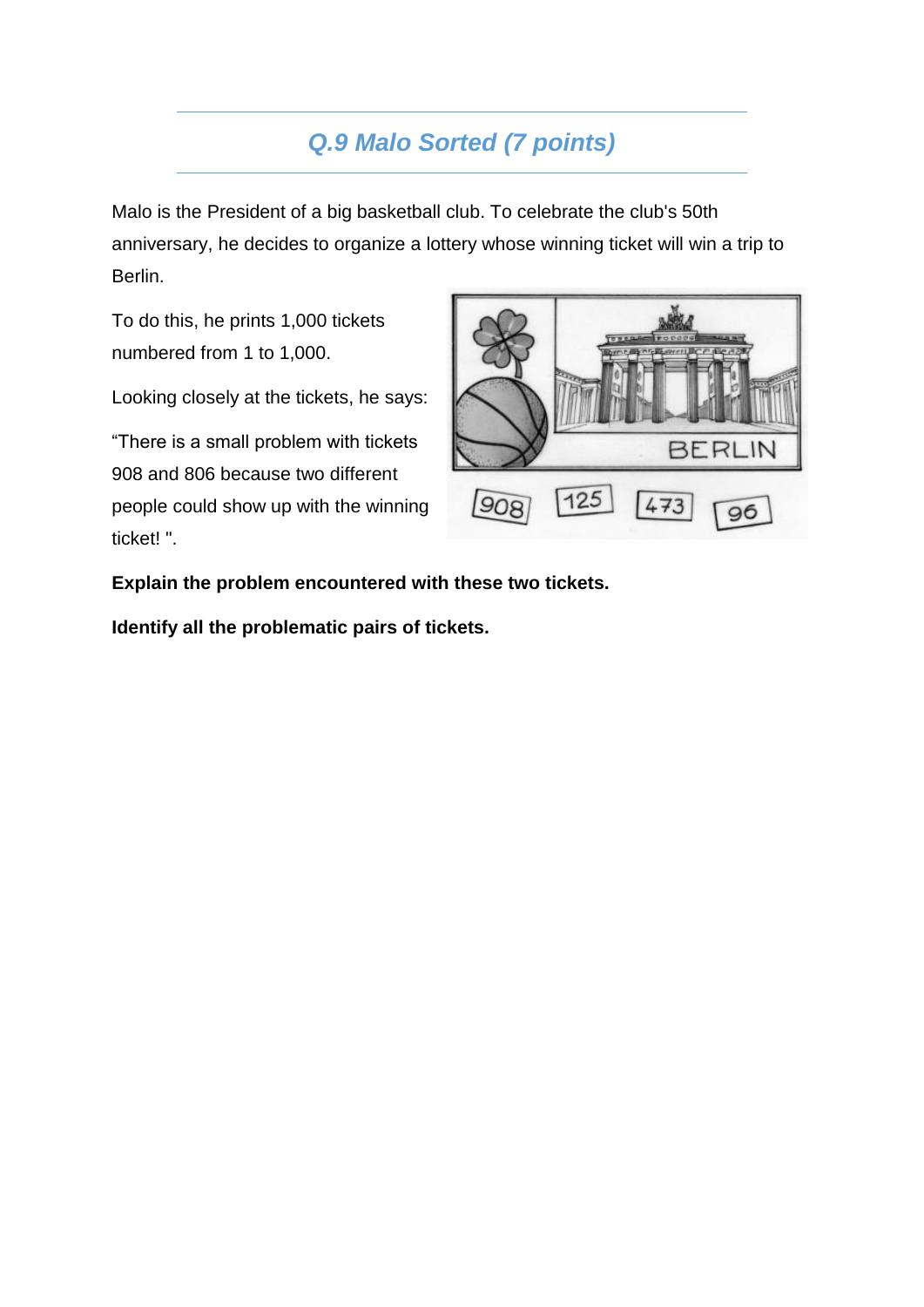## Q.9 Malo Sorted (7 points)

Malo is the President of a big basketball club. To celebrate the club's 50th anniversary, he decides to organize a lottery whose winning ticket will win a trip to Berlin.

To do this, he prints 1,000 tickets numbered from 1 to 1,000.

Looking closely at the tickets, he says:

“There is a small problem with tickets 908 and 806 because two different people could show up with the winning ticket! ”.

**Explain the problem encountered with these two tickets.**

**Identify all the problematic pairs of tickets.**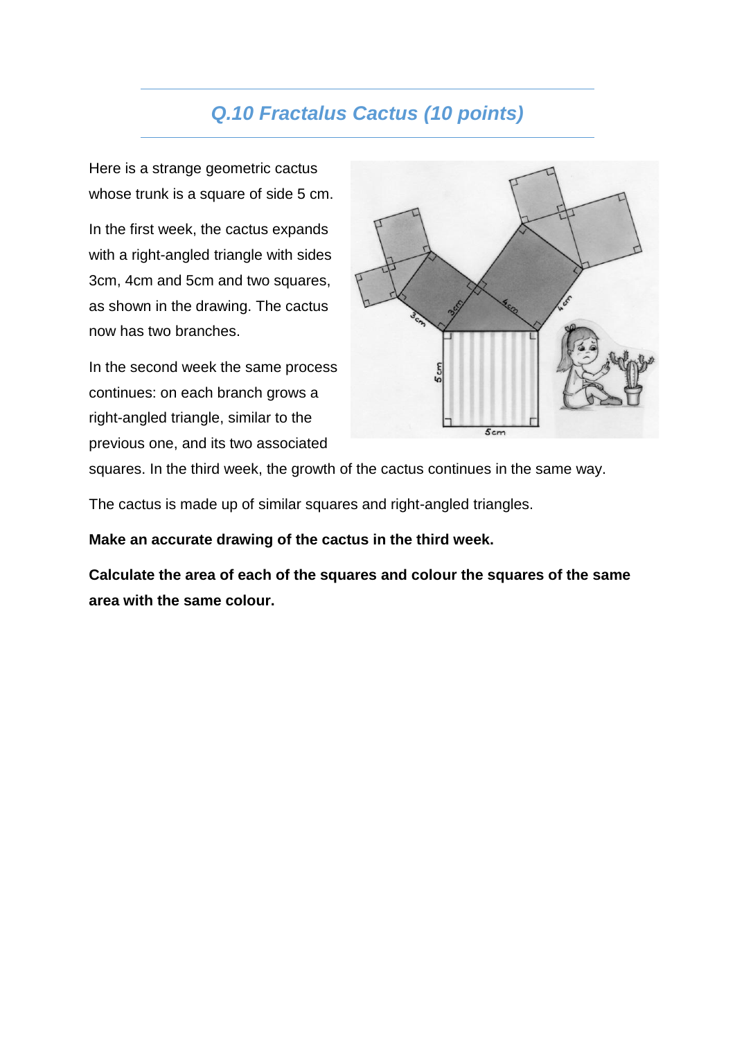## *Q.10 Fractalus Cactus (10 points)*

Here is a strange geometric cactus whose trunk is a square of side 5 cm.

In the first week, the cactus expands with a right-angled triangle with sides 3cm, 4cm and 5cm and two squares, as shown in the drawing. The cactus now has two branches.

In the second week the same process continues: on each branch grows a right-angled triangle, similar to the previous one, and its two associated squares. In the third week, the growth of the cactus continues in the same way.

The cactus is made up of similar squares and right-angled triangles.

**Make an accurate drawing of the cactus in the third week.**

**Calculate the area of each of the squares and colour the squares of the same area with the same colour.**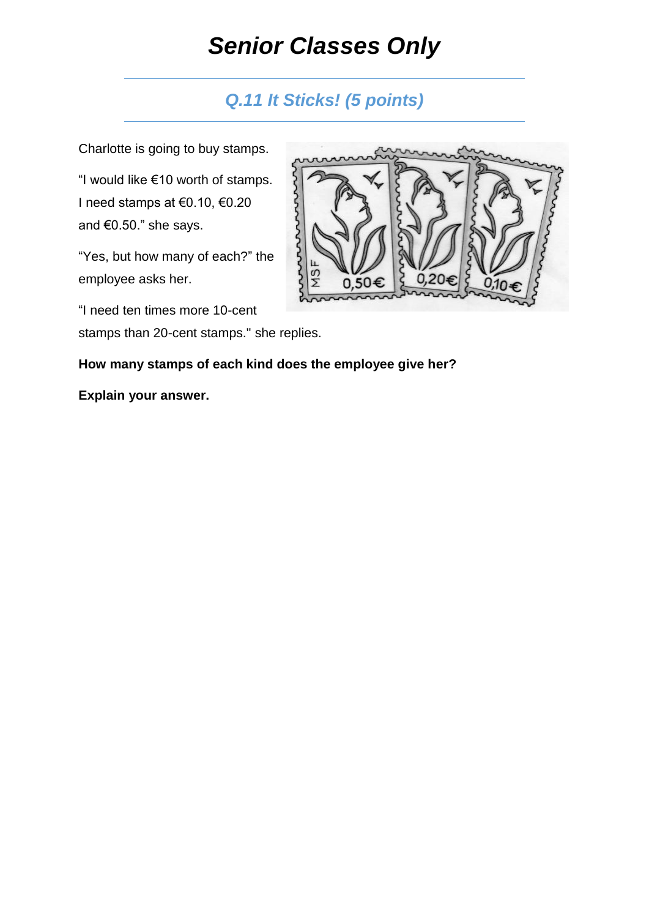# *Senior Classes Only*

## *Q.11 It Sticks! (5 points)*

Charlotte is going to buy stamps.

"I would like €10 worth of stamps. I need stamps at €0.10, €0.20 and €0.50." she says.

"Yes, but how many of each?" the employee asks her.

"I need ten times more 10-cent stamps than 20-cent stamps." she replies.

**How many stamps of each kind does the employee give her?**

**Explain your answer.**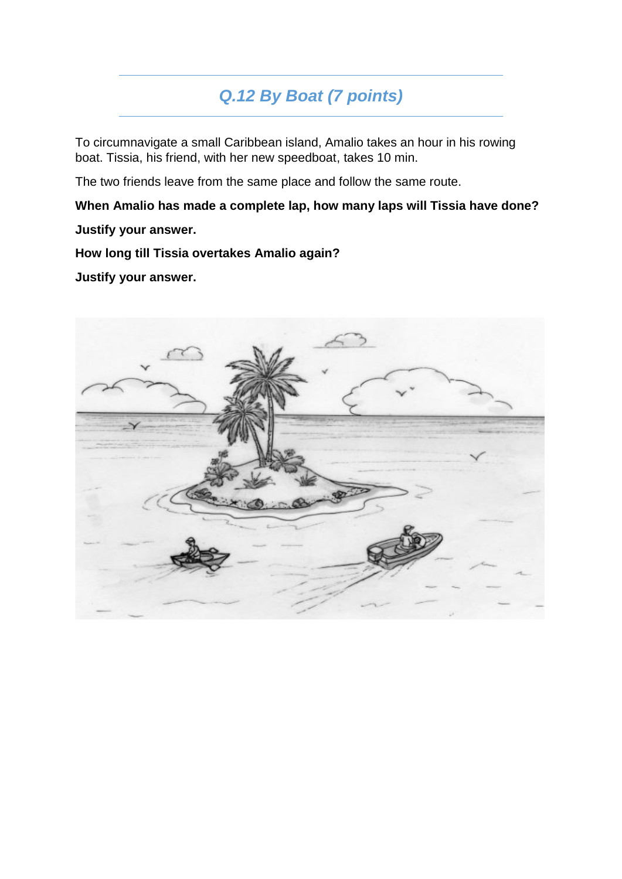## *Q.12 By Boat (7 points)*

To circumnavigate a small Caribbean island, Amalio takes an hour in his rowing boat. Tissia, his friend, with her new speedboat, takes 10 min.

The two friends leave from the same place and follow the same route.

**When Amalio has made a complete lap, how many laps will Tissia have done?**

**Justify your answer.**

**How long till Tissia overtakes Amalio again?**

**Justify your answer.**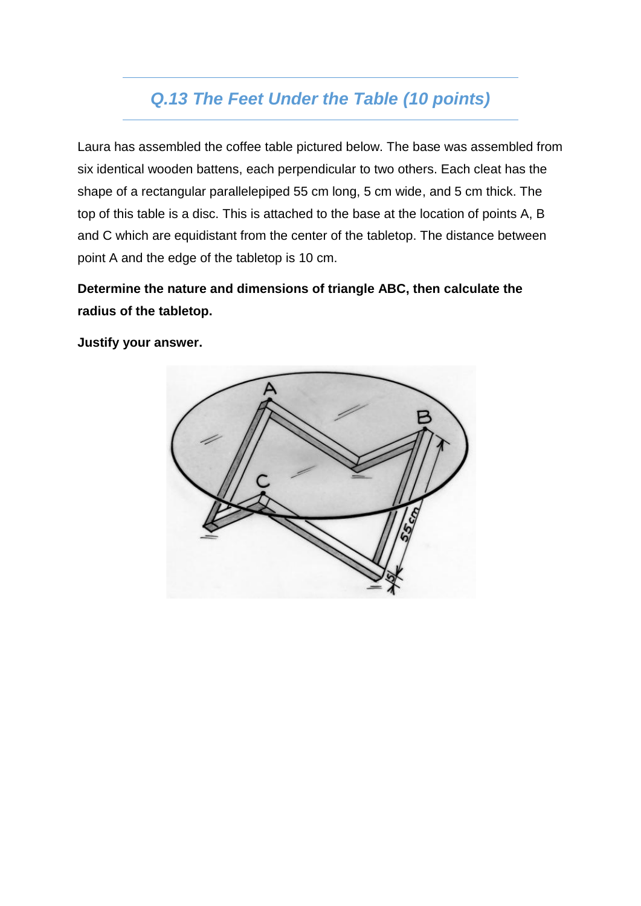## *Q.13 The Feet Under the Table (10 points)*

Laura has assembled the coffee table pictured below. The base was assembled from six identical wooden battens, each perpendicular to two others. Each cleat has the shape of a rectangular parallelepiped 55 cm long, 5 cm wide, and 5 cm thick. The top of this table is a disc. This is attached to the base at the location of points A, B and C which are equidistant from the center of the tabletop. The distance between point A and the edge of the tabletop is 10 cm.

**Determine the nature and dimensions of triangle ABC, then calculate the radius of the tabletop.**

**Justify your answer.**

A

B

C

55 cm

5